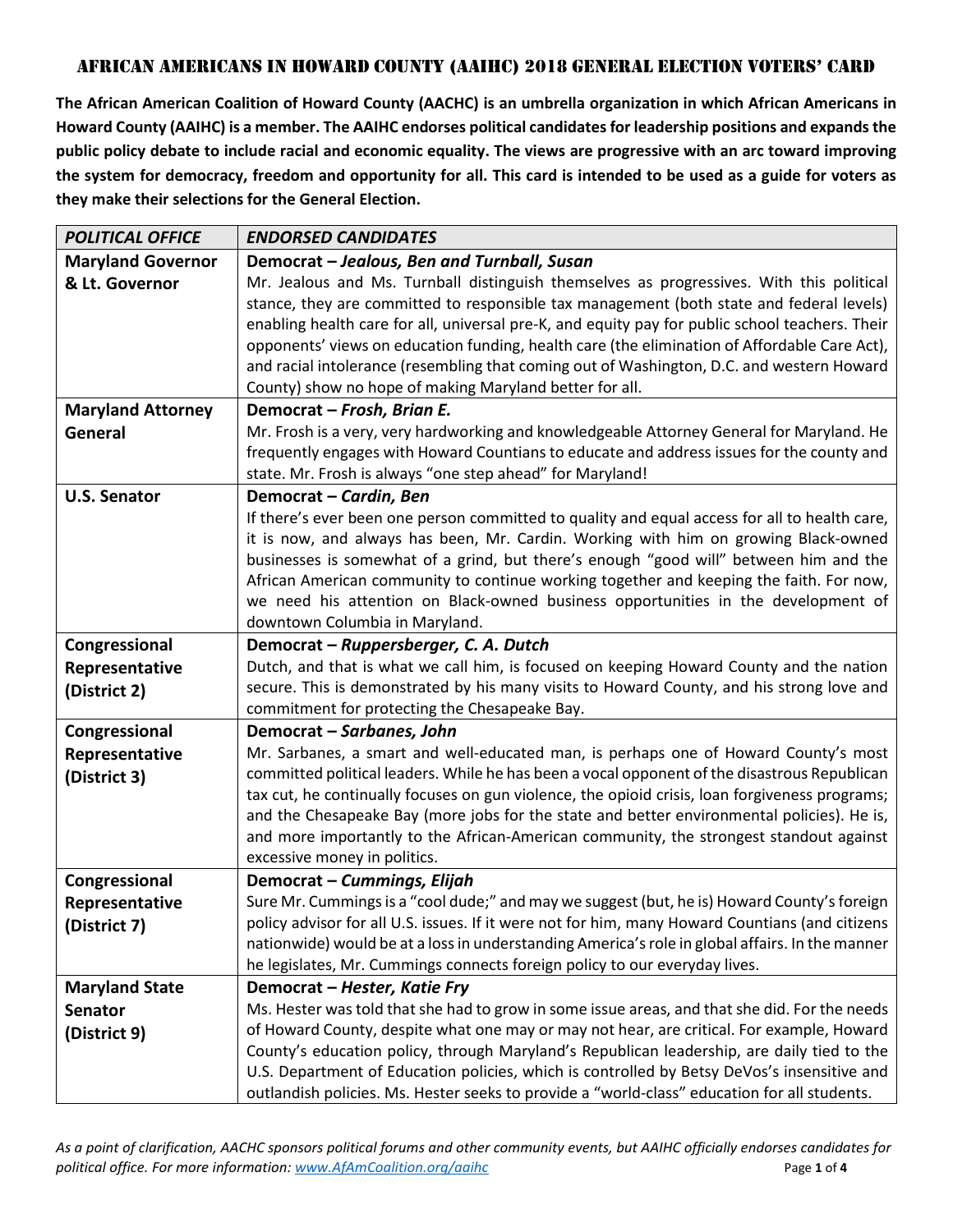# AFRICAN AMERICANS IN HOWARD COUNTY (AAIHC) 2018 GENERAL ELECTION VOTERS' CARD

**The African American Coalition of Howard County (AACHC) is an umbrella organization in which African Americans in Howard County (AAIHC) is a member. The AAIHC endorses political candidates for leadership positions and expands the public policy debate to include racial and economic equality. The views are progressive with an arc toward improving the system for democracy, freedom and opportunity for all. This card is intended to be used as a guide for voters as they make their selections for the General Election.**

| ***POLITICAL OFFICE*** | ***ENDORSED CANDIDATES*** |
|---|---|
| **Maryland Governor & Lt. Governor** | **Democrat – *Jealous, Ben and Turnball, Susan*** Mr. Jealous and Ms. Turnball distinguish themselves as progressives. With this political stance, they are committed to responsible tax management (both state and federal levels) enabling health care for all, universal pre-K, and equity pay for public school teachers. Their opponents' views on education funding, health care (the elimination of Affordable Care Act), and racial intolerance (resembling that coming out of Washington, D.C. and western Howard County) show no hope of making Maryland better for all. |
| **Maryland Attorney General** | **Democrat – *Frosh, Brian E.*** Mr. Frosh is a very, very hardworking and knowledgeable Attorney General for Maryland. He frequently engages with Howard Countians to educate and address issues for the county and state. Mr. Frosh is always "one step ahead" for Maryland! |
| **U.S. Senator** | **Democrat – *Cardin, Ben*** If there's ever been one person committed to quality and equal access for all to health care, it is now, and always has been, Mr. Cardin. Working with him on growing Black-owned businesses is somewhat of a grind, but there's enough "good will" between him and the African American community to continue working together and keeping the faith. For now, we need his attention on Black-owned business opportunities in the development of downtown Columbia in Maryland. |
| **Congressional Representative (District 2)** | **Democrat – *Ruppersberger, C. A. Dutch*** Dutch, and that is what we call him, is focused on keeping Howard County and the nation secure. This is demonstrated by his many visits to Howard County, and his strong love and commitment for protecting the Chesapeake Bay. |
| **Congressional Representative (District 3)** | **Democrat – *Sarbanes, John*** Mr. Sarbanes, a smart and well-educated man, is perhaps one of Howard County's most committed political leaders. While he has been a vocal opponent of the disastrous Republican tax cut, he continually focuses on gun violence, the opioid crisis, loan forgiveness programs; and the Chesapeake Bay (more jobs for the state and better environmental policies). He is, and more importantly to the African-American community, the strongest standout against excessive money in politics. |
| **Congressional Representative (District 7)** | **Democrat – *Cummings, Elijah*** Sure Mr. Cummings is a "cool dude;" and may we suggest (but, he is) Howard County's foreign policy advisor for all U.S. issues. If it were not for him, many Howard Countians (and citizens nationwide) would be at a loss in understanding America's role in global affairs. In the manner he legislates, Mr. Cummings connects foreign policy to our everyday lives. |
| **Maryland State Senator (District 9)** | **Democrat – *Hester, Katie Fry*** Ms. Hester was told that she had to grow in some issue areas, and that she did. For the needs of Howard County, despite what one may or may not hear, are critical. For example, Howard County's education policy, through Maryland's Republican leadership, are daily tied to the U.S. Department of Education policies, which is controlled by Betsy DeVos's insensitive and outlandish policies. Ms. Hester seeks to provide a "world-class" education for all students. |

*As a point of clarification, AACHC sponsors political forums and other community events, but AAIHC officially endorses candidates for political office. For more information: www.AfAmCoalition.org/aaihc*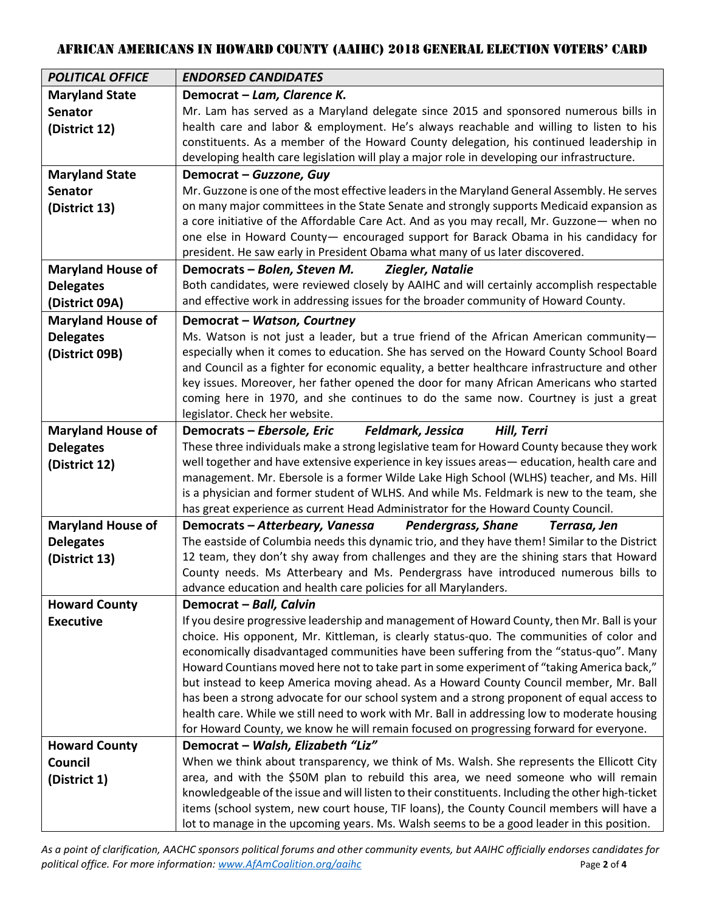# AFRICAN AMERICANS IN HOWARD COUNTY (AAIHC) 2018 GENERAL ELECTION VOTERS' CARD

| ***POLITICAL OFFICE*** | ***ENDORSED CANDIDATES*** |
|---|---|
| **Maryland State Senator (District 12)** | **Democrat – *Lam, Clarence K.*** Mr. Lam has served as a Maryland delegate since 2015 and sponsored numerous bills in health care and labor & employment. He's always reachable and willing to listen to his constituents. As a member of the Howard County delegation, his continued leadership in developing health care legislation will play a major role in developing our infrastructure. |
| **Maryland State Senator (District 13)** | **Democrat – *Guzzone, Guy*** Mr. Guzzone is one of the most effective leaders in the Maryland General Assembly. He serves on many major committees in the State Senate and strongly supports Medicaid expansion as a core initiative of the Affordable Care Act. And as you may recall, Mr. Guzzone— when no one else in Howard County— encouraged support for Barack Obama in his candidacy for president. He saw early in President Obama what many of us later discovered. |
| **Maryland House of Delegates (District 09A)** | **Democrats – *Bolen, Steven M.* *Ziegler, Natalie*** Both candidates, were reviewed closely by AAIHC and will certainly accomplish respectable and effective work in addressing issues for the broader community of Howard County. |
| **Maryland House of Delegates (District 09B)** | **Democrat – *Watson, Courtney*** Ms. Watson is not just a leader, but a true friend of the African American community— especially when it comes to education. She has served on the Howard County School Board and Council as a fighter for economic equality, a better healthcare infrastructure and other key issues. Moreover, her father opened the door for many African Americans who started coming here in 1970, and she continues to do the same now. Courtney is just a great legislator. Check her website. |
| **Maryland House of Delegates (District 12)** | **Democrats – *Ebersole, Eric* *Feldmark, Jessica* *Hill, Terri*** These three individuals make a strong legislative team for Howard County because they work well together and have extensive experience in key issues areas— education, health care and management. Mr. Ebersole is a former Wilde Lake High School (WLHS) teacher, and Ms. Hill is a physician and former student of WLHS. And while Ms. Feldmark is new to the team, she has great experience as current Head Administrator for the Howard County Council. |
| **Maryland House of Delegates (District 13)** | **Democrats – *Atterbeary, Vanessa* *Pendergrass, Shane* *Terrasa, Jen*** The eastside of Columbia needs this dynamic trio, and they have them! Similar to the District 12 team, they don't shy away from challenges and they are the shining stars that Howard County needs. Ms Atterbeary and Ms. Pendergrass have introduced numerous bills to advance education and health care policies for all Marylanders. |
| **Howard County Executive** | **Democrat – *Ball, Calvin*** If you desire progressive leadership and management of Howard County, then Mr. Ball is your choice. His opponent, Mr. Kittleman, is clearly status-quo. The communities of color and economically disadvantaged communities have been suffering from the "status-quo". Many Howard Countians moved here not to take part in some experiment of "taking America back," but instead to keep America moving ahead. As a Howard County Council member, Mr. Ball has been a strong advocate for our school system and a strong proponent of equal access to health care. While we still need to work with Mr. Ball in addressing low to moderate housing for Howard County, we know he will remain focused on progressing forward for everyone. |
| **Howard County Council (District 1)** | **Democrat – *Walsh, Elizabeth "Liz"*** When we think about transparency, we think of Ms. Walsh. She represents the Ellicott City area, and with the $50M plan to rebuild this area, we need someone who will remain knowledgeable of the issue and will listen to their constituents. Including the other high-ticket items (school system, new court house, TIF loans), the County Council members will have a lot to manage in the upcoming years. Ms. Walsh seems to be a good leader in this position. |

*As a point of clarification, AACHC sponsors political forums and other community events, but AAIHC officially endorses candidates for political office. For more information: [www.AfAmCoalition.org/aaihc](www.AfAmCoalition.org/aaihc)*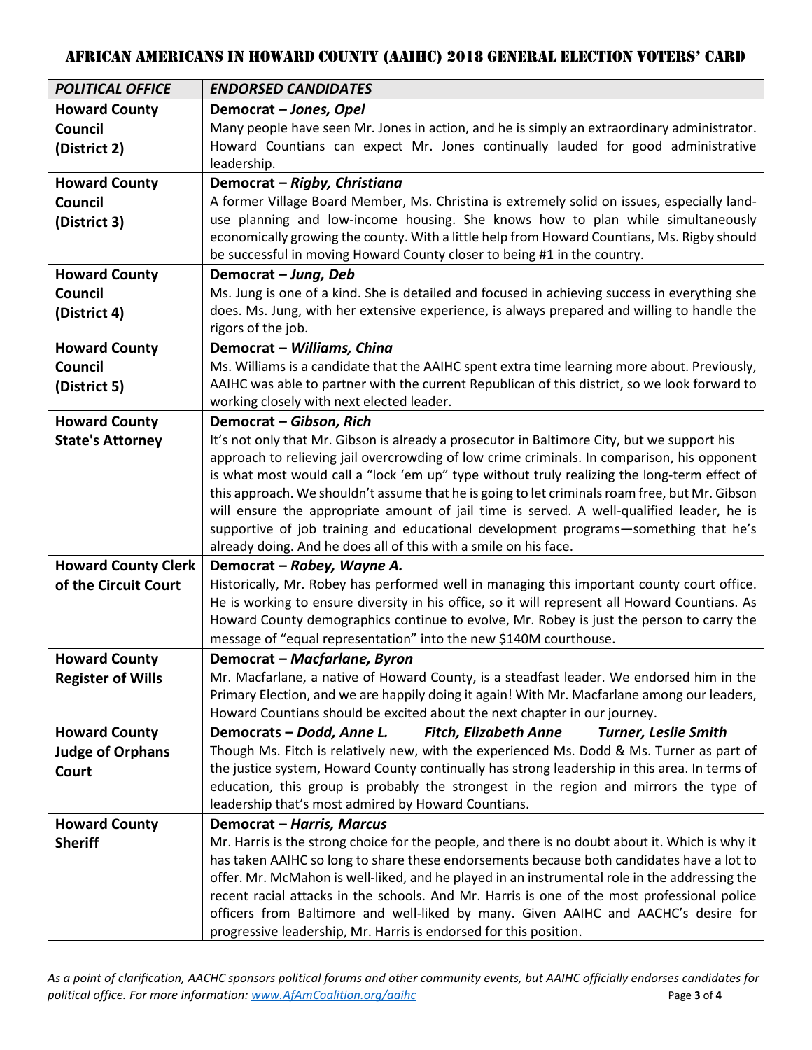# AFRICAN AMERICANS IN HOWARD COUNTY (AAIHC) 2018 GENERAL ELECTION VOTERS' CARD

| *POLITICAL OFFICE* | *ENDORSED CANDIDATES* |
|---|---|
| **Howard County Council (District 2)** | **Democrat – *Jones, Opel*** Many people have seen Mr. Jones in action, and he is simply an extraordinary administrator. Howard Countians can expect Mr. Jones continually lauded for good administrative leadership. |
| **Howard County Council (District 3)** | **Democrat – *Rigby, Christiana*** A former Village Board Member, Ms. Christina is extremely solid on issues, especially land-use planning and low-income housing. She knows how to plan while simultaneously economically growing the county. With a little help from Howard Countians, Ms. Rigby should be successful in moving Howard County closer to being #1 in the country. |
| **Howard County Council (District 4)** | **Democrat – *Jung, Deb*** Ms. Jung is one of a kind. She is detailed and focused in achieving success in everything she does. Ms. Jung, with her extensive experience, is always prepared and willing to handle the rigors of the job. |
| **Howard County Council (District 5)** | **Democrat – *Williams, China*** Ms. Williams is a candidate that the AAIHC spent extra time learning more about. Previously, AAIHC was able to partner with the current Republican of this district, so we look forward to working closely with next elected leader. |
| **Howard County State's Attorney** | **Democrat – *Gibson, Rich*** It's not only that Mr. Gibson is already a prosecutor in Baltimore City, but we support his approach to relieving jail overcrowding of low crime criminals. In comparison, his opponent is what most would call a "lock 'em up" type without truly realizing the long-term effect of this approach. We shouldn't assume that he is going to let criminals roam free, but Mr. Gibson will ensure the appropriate amount of jail time is served. A well-qualified leader, he is supportive of job training and educational development programs—something that he's already doing. And he does all of this with a smile on his face. |
| **Howard County Clerk of the Circuit Court** | **Democrat – *Robey, Wayne A.*** Historically, Mr. Robey has performed well in managing this important county court office. He is working to ensure diversity in his office, so it will represent all Howard Countians. As Howard County demographics continue to evolve, Mr. Robey is just the person to carry the message of "equal representation" into the new \$140M courthouse. |
| **Howard County Register of Wills** | **Democrat – *Macfarlane, Byron*** Mr. Macfarlane, a native of Howard County, is a steadfast leader. We endorsed him in the Primary Election, and we are happily doing it again! With Mr. Macfarlane among our leaders, Howard Countians should be excited about the next chapter in our journey. |
| **Howard County Judge of Orphans Court** | **Democrats – *Dodd, Anne L.* *Fitch, Elizabeth Anne* *Turner, Leslie Smith*** Though Ms. Fitch is relatively new, with the experienced Ms. Dodd & Ms. Turner as part of the justice system, Howard County continually has strong leadership in this area. In terms of education, this group is probably the strongest in the region and mirrors the type of leadership that's most admired by Howard Countians. |
| **Howard County Sheriff** | **Democrat – *Harris, Marcus*** Mr. Harris is the strong choice for the people, and there is no doubt about it. Which is why it has taken AAIHC so long to share these endorsements because both candidates have a lot to offer. Mr. McMahon is well-liked, and he played in an instrumental role in the addressing the recent racial attacks in the schools. And Mr. Harris is one of the most professional police officers from Baltimore and well-liked by many. Given AAIHC and AACHC's desire for progressive leadership, Mr. Harris is endorsed for this position. |

*As a point of clarification, AACHC sponsors political forums and other community events, but AAIHC officially endorses candidates for political office. For more information: [www.AfAmCoalition.org/aaihc](www.AfAmCoalition.org/aaihc)*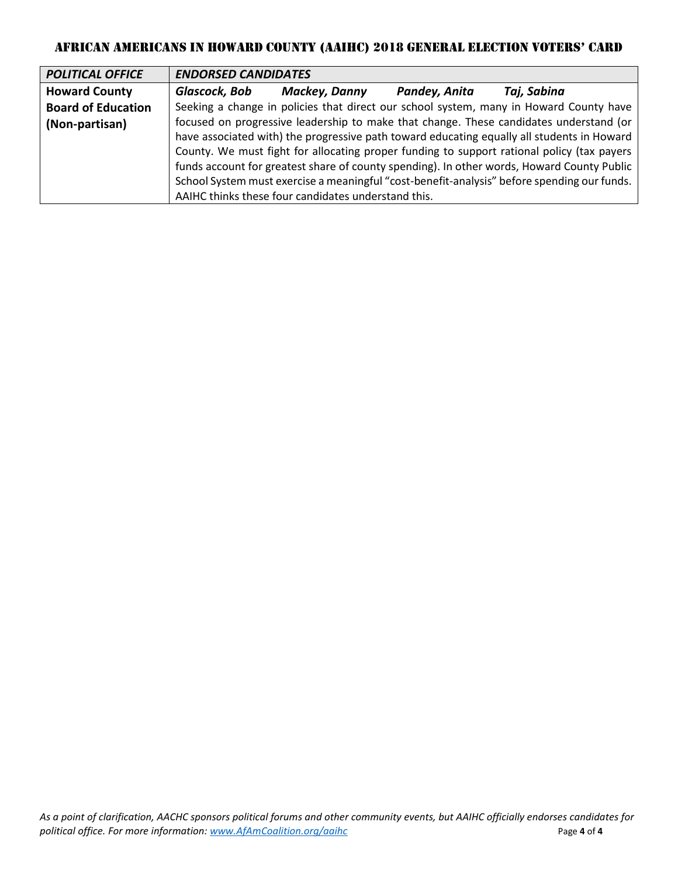# AFRICAN AMERICANS IN HOWARD COUNTY (AAIHC) 2018 GENERAL ELECTION VOTERS' CARD

| *POLITICAL OFFICE* | *ENDORSED CANDIDATES* |
|---|---|
| **Howard County Board of Education (Non-partisan)** | ***Glascock, Bob   Mackey, Danny   Pandey, Anita   Taj, Sabina*** <br> Seeking a change in policies that direct our school system, many in Howard County have focused on progressive leadership to make that change. These candidates understand (or have associated with) the progressive path toward educating equally all students in Howard County. We must fight for allocating proper funding to support rational policy (tax payers funds account for greatest share of county spending). In other words, Howard County Public School System must exercise a meaningful "cost-benefit-analysis" before spending our funds. AAIHC thinks these four candidates understand this. |

*As a point of clarification, AACHC sponsors political forums and other community events, but AAIHC officially endorses candidates for political office. For more information: [www.AfAmCoalition.org/aaihc](http://www.AfAmCoalition.org/aaihc)*